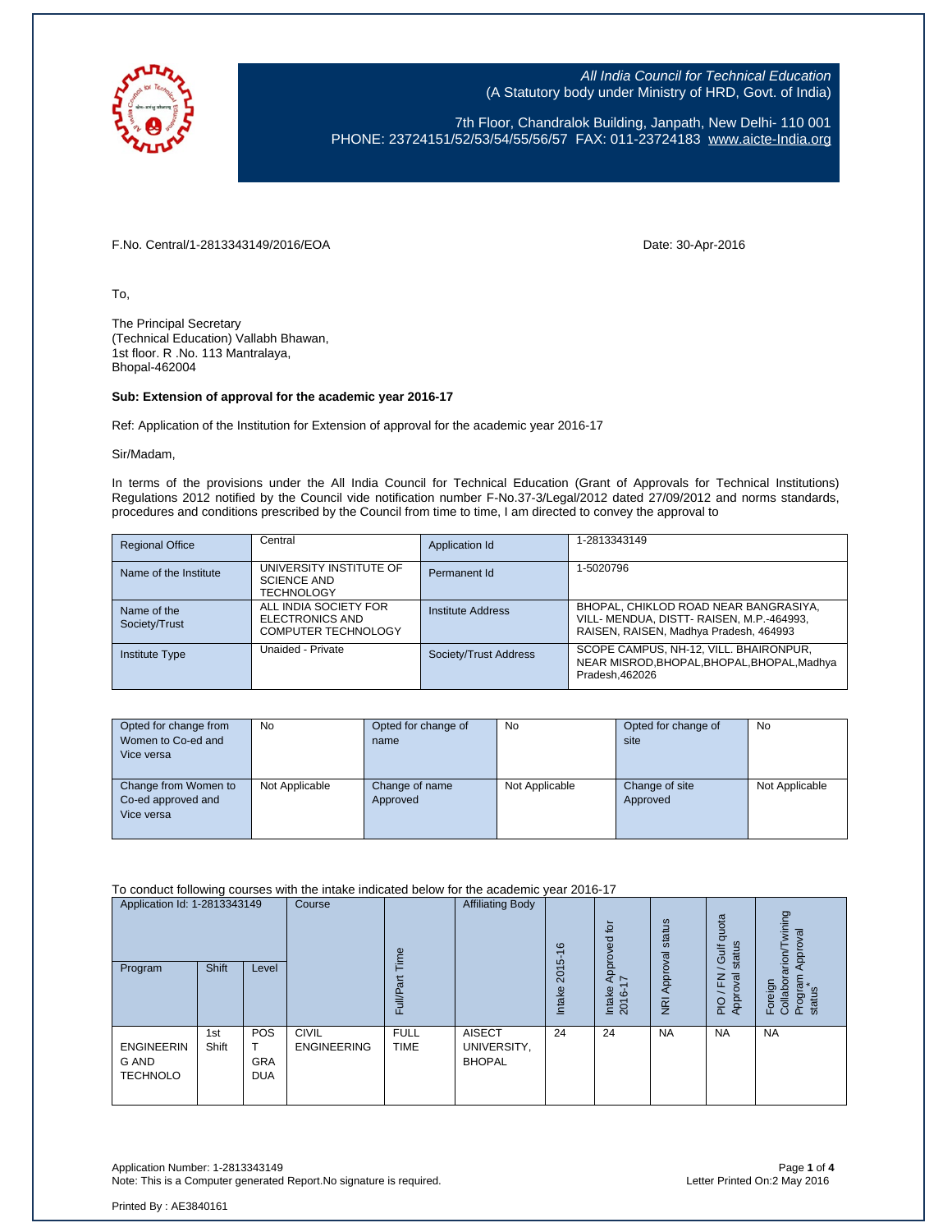*All India Council for Technical Education*
(A Statutory body under Ministry of HRD, Govt. of India)

7th Floor, Chandralok Building, Janpath, New Delhi- 110 001
PHONE: 23724151/52/53/54/55/56/57 FAX: 011-23724183 www.aicte-India.org

F.No. Central/1-2813343149/2016/EOA

Date: 30-Apr-2016

To,

The Principal Secretary
(Technical Education) Vallabh Bhawan,
1st floor. R .No. 113 Mantralaya,
Bhopal-462004

**Sub: Extension of approval for the academic year 2016-17**

Ref: Application of the Institution for Extension of approval for the academic year 2016-17

Sir/Madam,

In terms of the provisions under the All India Council for Technical Education (Grant of Approvals for Technical Institutions) Regulations 2012 notified by the Council vide notification number F-No.37-3/Legal/2012 dated 27/09/2012 and norms standards, procedures and conditions prescribed by the Council from time to time, I am directed to convey the approval to

| | | | |
|---|---|---|---|
| Regional Office | Central | Application Id | 1-2813343149 |
| Name of the Institute | UNIVERSITY INSTITUTE OF SCIENCE AND TECHNOLOGY | Permanent Id | 1-5020796 |
| Name of the Society/Trust | ALL INDIA SOCIETY FOR ELECTRONICS AND COMPUTER TECHNOLOGY | Institute Address | BHOPAL, CHIKLOD ROAD NEAR BANGRASIYA, VILL- MENDUA, DISTT- RAISEN, M.P.-464993, RAISEN, RAISEN, Madhya Pradesh, 464993 |
| Institute Type | Unaided - Private | Society/Trust Address | SCOPE CAMPUS, NH-12, VILL. BHAIRONPUR, NEAR MISROD,BHOPAL,BHOPAL,BHOPAL,Madhya Pradesh,462026 |

| | | | | | |
|---|---|---|---|---|---|
| Opted for change from Women to Co-ed and Vice versa | No | Opted for change of name | No | Opted for change of site | No |
| Change from Women to Co-ed approved and Vice versa | Not Applicable | Change of name Approved | Not Applicable | Change of site Approved | Not Applicable |

To conduct following courses with the intake indicated below for the academic year 2016-17

| Application Id: 1-2813343149 | | | Course | Full/Part Time | Affiliating Body | Intake 2015-16 | Intake Approved for 2016-17 | NRI Approval status | PIO / FN / Gulf quota Approval status | Foreign Collaborarion/Twining Program Approval status* |
|---|---|---|---|---|---|---|---|---|---|---|
| Program | Shift | Level | | | | | | | | |
| ENGINEERING AND TECHNOLO | 1st Shift | POST GRADUATE | CIVIL ENGINEERING | FULL TIME | AISECT UNIVERSITY, BHOPAL | 24 | 24 | NA | NA | NA |

Application Number: 1-2813343149
Note: This is a Computer generated Report.No signature is required.

Letter Printed On:2 May 2016

Printed By : AE3840161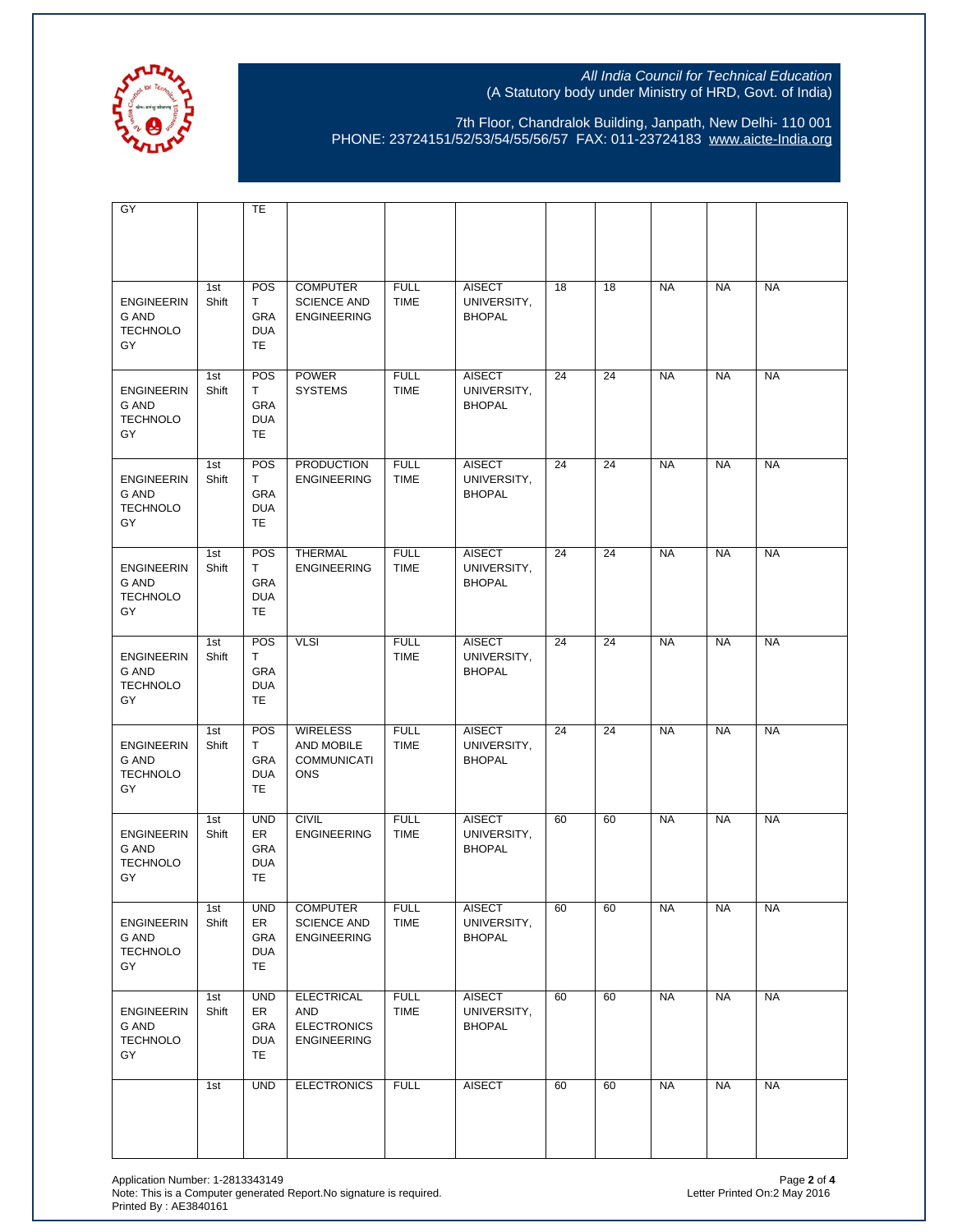| | | | | | | | | | | |
|---|---|---|---|---|---|---|---|---|---|---|
| GY | | TE | | | | | | | | |
| ENGINEERING AND TECHNOLOGY | 1st Shift | POST GRADUATE | COMPUTER SCIENCE AND ENGINEERING | FULL TIME | AISECT UNIVERSITY, BHOPAL | 18 | 18 | NA | NA | NA |
| ENGINEERING AND TECHNOLOGY | 1st Shift | POST GRADUATE | POWER SYSTEMS | FULL TIME | AISECT UNIVERSITY, BHOPAL | 24 | 24 | NA | NA | NA |
| ENGINEERING AND TECHNOLOGY | 1st Shift | POST GRADUATE | PRODUCTION ENGINEERING | FULL TIME | AISECT UNIVERSITY, BHOPAL | 24 | 24 | NA | NA | NA |
| ENGINEERING AND TECHNOLOGY | 1st Shift | POST GRADUATE | THERMAL ENGINEERING | FULL TIME | AISECT UNIVERSITY, BHOPAL | 24 | 24 | NA | NA | NA |
| ENGINEERING AND TECHNOLOGY | 1st Shift | POST GRADUATE | VLSI | FULL TIME | AISECT UNIVERSITY, BHOPAL | 24 | 24 | NA | NA | NA |
| ENGINEERING AND TECHNOLOGY | 1st Shift | POST GRADUATE | WIRELESS AND MOBILE COMMUNICATIONS | FULL TIME | AISECT UNIVERSITY, BHOPAL | 24 | 24 | NA | NA | NA |
| ENGINEERING AND TECHNOLOGY | 1st Shift | UNDER GRADUATE | CIVIL ENGINEERING | FULL TIME | AISECT UNIVERSITY, BHOPAL | 60 | 60 | NA | NA | NA |
| ENGINEERING AND TECHNOLOGY | 1st Shift | UNDER GRADUATE | COMPUTER SCIENCE AND ENGINEERING | FULL TIME | AISECT UNIVERSITY, BHOPAL | 60 | 60 | NA | NA | NA |
| ENGINEERING AND TECHNOLOGY | 1st Shift | UNDER GRADUATE | ELECTRICAL AND ELECTRONICS ENGINEERING | FULL TIME | AISECT UNIVERSITY, BHOPAL | 60 | 60 | NA | NA | NA |
| | 1st | UND | ELECTRONICS | FULL | AISECT | 60 | 60 | NA | NA | NA |

Application Number: 1-2813343149
Note: This is a Computer generated Report.No signature is required.
Printed By : AE3840161

Letter Printed On:2 May 2016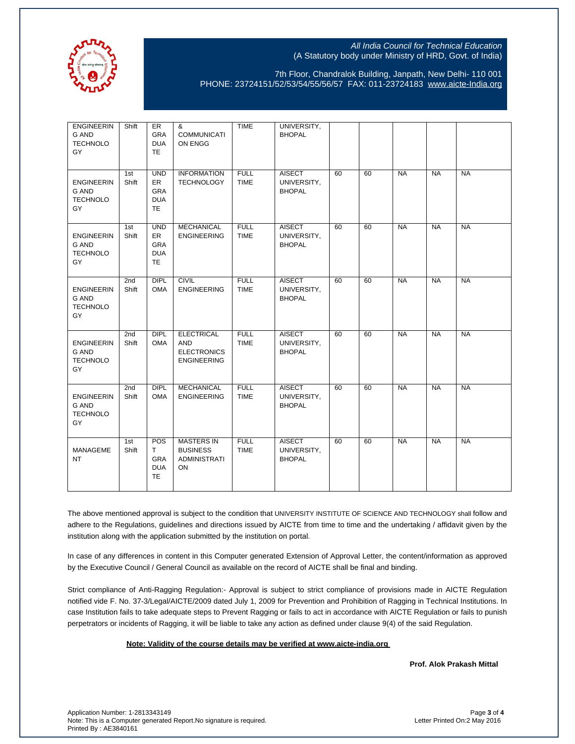All India Council for Technical Education
(A Statutory body under Ministry of HRD, Govt. of India)

7th Floor, Chandralok Building, Janpath, New Delhi- 110 001
PHONE: 23724151/52/53/54/55/56/57 FAX: 011-23724183 www.aicte-India.org

| | | | | | | | | | | |
|---|---|---|---|---|---|---|---|---|---|---|
| ENGINEERING AND TECHNOLOGY | Shift | UNDERGRADUATE | & COMMUNICATION ENGG | TIME | UNIVERSITY, BHOPAL | | | | | |
| ENGINEERING AND TECHNOLOGY | 1st Shift | UNDERGRADUATE | INFORMATION TECHNOLOGY | FULL TIME | AISECT UNIVERSITY, BHOPAL | 60 | 60 | NA | NA | NA |
| ENGINEERING AND TECHNOLOGY | 1st Shift | UNDERGRADUATE | MECHANICAL ENGINEERING | FULL TIME | AISECT UNIVERSITY, BHOPAL | 60 | 60 | NA | NA | NA |
| ENGINEERING AND TECHNOLOGY | 2nd Shift | DIPLOMA | CIVIL ENGINEERING | FULL TIME | AISECT UNIVERSITY, BHOPAL | 60 | 60 | NA | NA | NA |
| ENGINEERING AND TECHNOLOGY | 2nd Shift | DIPLOMA | ELECTRICAL AND ELECTRONICS ENGINEERING | FULL TIME | AISECT UNIVERSITY, BHOPAL | 60 | 60 | NA | NA | NA |
| ENGINEERING AND TECHNOLOGY | 2nd Shift | DIPLOMA | MECHANICAL ENGINEERING | FULL TIME | AISECT UNIVERSITY, BHOPAL | 60 | 60 | NA | NA | NA |
| MANAGEMENT | 1st Shift | POST GRADUATE | MASTERS IN BUSINESS ADMINISTRATION | FULL TIME | AISECT UNIVERSITY, BHOPAL | 60 | 60 | NA | NA | NA |

The above mentioned approval is subject to the condition that UNIVERSITY INSTITUTE OF SCIENCE AND TECHNOLOGY shall follow and adhere to the Regulations, guidelines and directions issued by AICTE from time to time and the undertaking / affidavit given by the institution along with the application submitted by the institution on portal.

In case of any differences in content in this Computer generated Extension of Approval Letter, the content/information as approved by the Executive Council / General Council as available on the record of AICTE shall be final and binding.

Strict compliance of Anti-Ragging Regulation:- Approval is subject to strict compliance of provisions made in AICTE Regulation notified vide F. No. 37-3/Legal/AICTE/2009 dated July 1, 2009 for Prevention and Prohibition of Ragging in Technical Institutions. In case Institution fails to take adequate steps to Prevent Ragging or fails to act in accordance with AICTE Regulation or fails to punish perpetrators or incidents of Ragging, it will be liable to take any action as defined under clause 9(4) of the said Regulation.

**Note: Validity of the course details may be verified at www.aicte-india.org**

**Prof. Alok Prakash Mittal**

Application Number: 1-2813343149
Note: This is a Computer generated Report.No signature is required.
Printed By : AE3840161

Letter Printed On:2 May 2016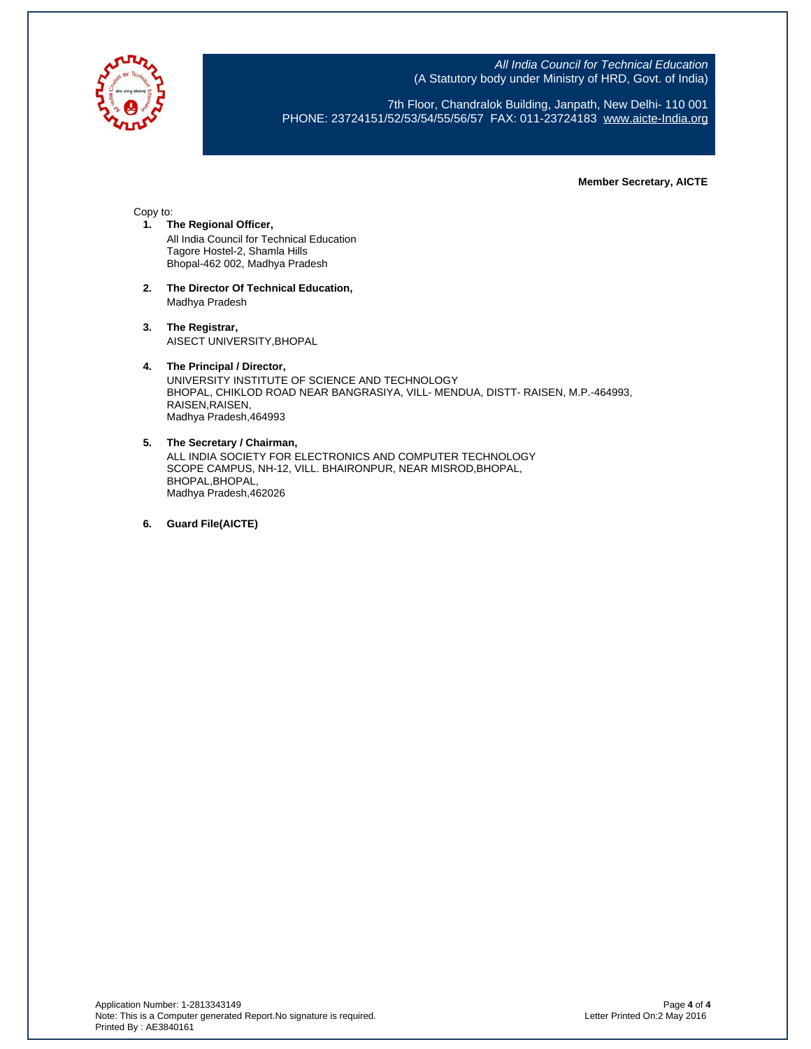*All India Council for Technical Education*
(A Statutory body under Ministry of HRD, Govt. of India)

7th Floor, Chandralok Building, Janpath, New Delhi- 110 001
PHONE: 23724151/52/53/54/55/56/57 FAX: 011-23724183 www.aicte-India.org

**Member Secretary, AICTE**

Copy to:

1. **The Regional Officer,**
   All India Council for Technical Education
   Tagore Hostel-2, Shamla Hills
   Bhopal-462 002, Madhya Pradesh

2. **The Director Of Technical Education,**
   Madhya Pradesh

3. **The Registrar,**
   AISECT UNIVERSITY,BHOPAL

4. **The Principal / Director,**
   UNIVERSITY INSTITUTE OF SCIENCE AND TECHNOLOGY
   BHOPAL, CHIKLOD ROAD NEAR BANGRASIYA, VILL- MENDUA, DISTT- RAISEN, M.P.-464993,
   RAISEN,RAISEN,
   Madhya Pradesh,464993

5. **The Secretary / Chairman,**
   ALL INDIA SOCIETY FOR ELECTRONICS AND COMPUTER TECHNOLOGY
   SCOPE CAMPUS, NH-12, VILL. BHAIRONPUR, NEAR MISROD,BHOPAL,
   BHOPAL,BHOPAL,
   Madhya Pradesh,462026

6. **Guard File(AICTE)**

Application Number: 1-2813343149
Note: This is a Computer generated Report.No signature is required.
Printed By : AE3840161

Letter Printed On:2 May 2016